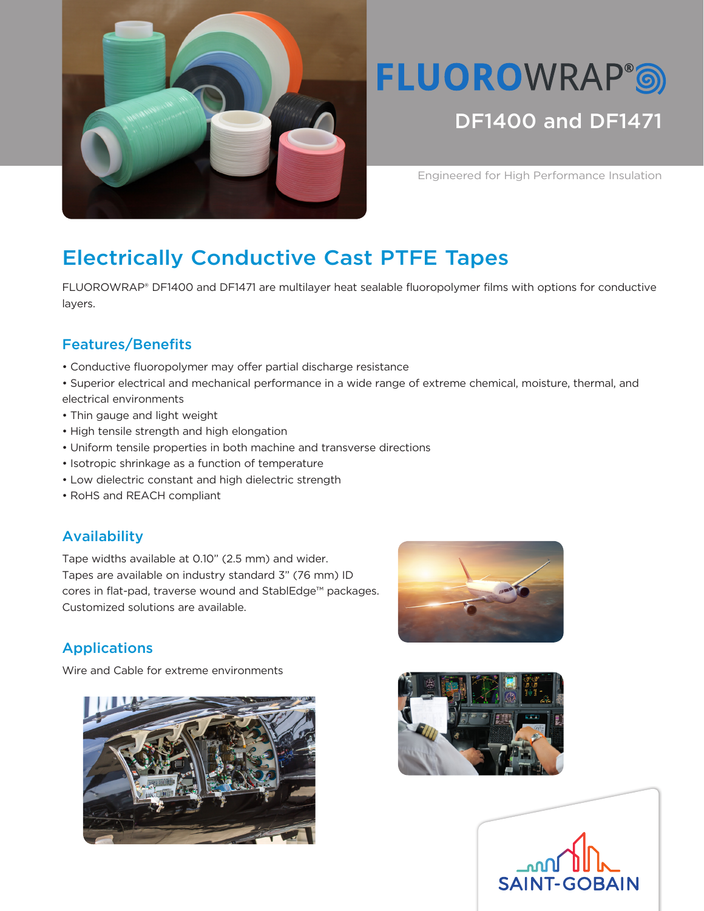# FLUOROWRAP®

## DF1400 and DF1471

Engineered for High Performance Insulation

# Electrically Conductive Cast PTFE Tapes

FLUOROWRAP® DF1400 and DF1471 are multilayer heat sealable fluoropolymer films with options for conductive layers.

## Features/Benefits

- Conductive fluoropolymer may offer partial discharge resistance
- Superior electrical and mechanical performance in a wide range of extreme chemical, moisture, thermal, and electrical environments
- Thin gauge and light weight
- High tensile strength and high elongation
- Uniform tensile properties in both machine and transverse directions
- Isotropic shrinkage as a function of temperature
- Low dielectric constant and high dielectric strength
- RoHS and REACH compliant

## Availability

Tape widths available at 0.10" (2.5 mm) and wider.
Tapes are available on industry standard 3" (76 mm) ID cores in flat-pad, traverse wound and StablEdge™ packages.
Customized solutions are available.

## Applications

Wire and Cable for extreme environments

SAINT-GOBAIN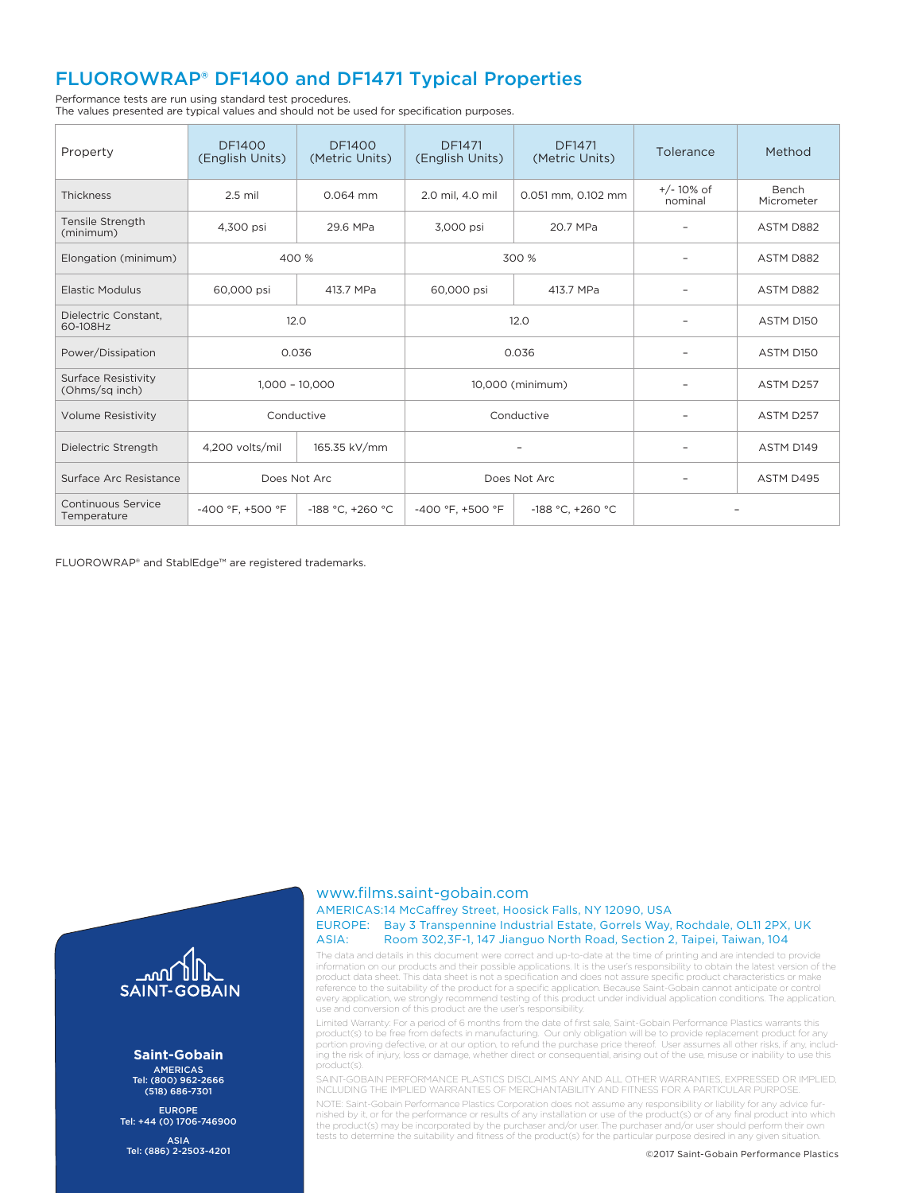## FLUOROWRAP® DF1400 and DF1471 Typical Properties

Performance tests are run using standard test procedures.
The values presented are typical values and should not be used for specification purposes.

| Property | DF1400 (English Units) | DF1400 (Metric Units) | DF1471 (English Units) | DF1471 (Metric Units) | Tolerance | Method |
|---|---|---|---|---|---|---|
| Thickness | 2.5 mil | 0.064 mm | 2.0 mil, 4.0 mil | 0.051 mm, 0.102 mm | +/- 10% of nominal | Bench Micrometer |
| Tensile Strength (minimum) | 4,300 psi | 29.6 MPa | 3,000 psi | 20.7 MPa | – | ASTM D882 |
| Elongation (minimum) | 400 % | | 300 % | | – | ASTM D882 |
| Elastic Modulus | 60,000 psi | 413.7 MPa | 60,000 psi | 413.7 MPa | – | ASTM D882 |
| Dielectric Constant, 60-108Hz | 12.0 | | 12.0 | | – | ASTM D150 |
| Power/Dissipation | 0.036 | | 0.036 | | – | ASTM D150 |
| Surface Resistivity (Ohms/sq inch) | 1,000 – 10,000 | | 10,000 (minimum) | | – | ASTM D257 |
| Volume Resistivity | Conductive | | Conductive | | – | ASTM D257 |
| Dielectric Strength | 4,200 volts/mil | 165.35 kV/mm | – | | – | ASTM D149 |
| Surface Arc Resistance | Does Not Arc | | Does Not Arc | | – | ASTM D495 |
| Continuous Service Temperature | -400 °F, +500 °F | -188 °C, +260 °C | -400 °F, +500 °F | -188 °C, +260 °C | – | |

FLUOROWRAP® and StablEdge™ are registered trademarks.

SAINT-GOBAIN

**Saint-Gobain**
AMERICAS
Tel: (800) 962-2666
(518) 686-7301

EUROPE
Tel: +44 (0) 1706-746900

ASIA
Tel: (886) 2-2503-4201

www.films.saint-gobain.com
AMERICAS: 14 McCaffrey Street, Hoosick Falls, NY 12090, USA
EUROPE: Bay 3 Transpennine Industrial Estate, Gorrels Way, Rochdale, OL11 2PX, UK
ASIA: Room 302,3F-1, 147 Jianguo North Road, Section 2, Taipei, Taiwan, 104

The data and details in this document were correct and up-to-date at the time of printing and are intended to provide information on our products and their possible applications. It is the user's responsibility to obtain the latest version of the product data sheet. This data sheet is not a specification and does not assure specific product characteristics or make reference to the suitability of the product for a specific application. Because Saint-Gobain cannot anticipate or control every application, we strongly recommend testing of this product under individual application conditions. The application, use and conversion of this product are the user's responsibility.

Limited Warranty: For a period of 6 months from the date of first sale, Saint-Gobain Performance Plastics warrants this product(s) to be free from defects in manufacturing. Our only obligation will be to provide replacement product for any portion proving defective, or at our option, to refund the purchase price thereof. User assumes all other risks, if any, including the risk of injury, loss or damage, whether direct or consequential, arising out of the use, misuse or inability to use this product(s).

SAINT-GOBAIN PERFORMANCE PLASTICS DISCLAIMS ANY AND ALL OTHER WARRANTIES, EXPRESSED OR IMPLIED, INCLUDING THE IMPLIED WARRANTIES OF MERCHANTABILITY AND FITNESS FOR A PARTICULAR PURPOSE.

NOTE: Saint-Gobain Performance Plastics Corporation does not assume any responsibility or liability for any advice furnished by it, or for the performance or results of any installation or use of the product(s) or of any final product into which the product(s) may be incorporated by the purchaser and/or user. The purchaser and/or user should perform their own tests to determine the suitability and fitness of the product(s) for the particular purpose desired in any given situation.

©2017 Saint-Gobain Performance Plastics